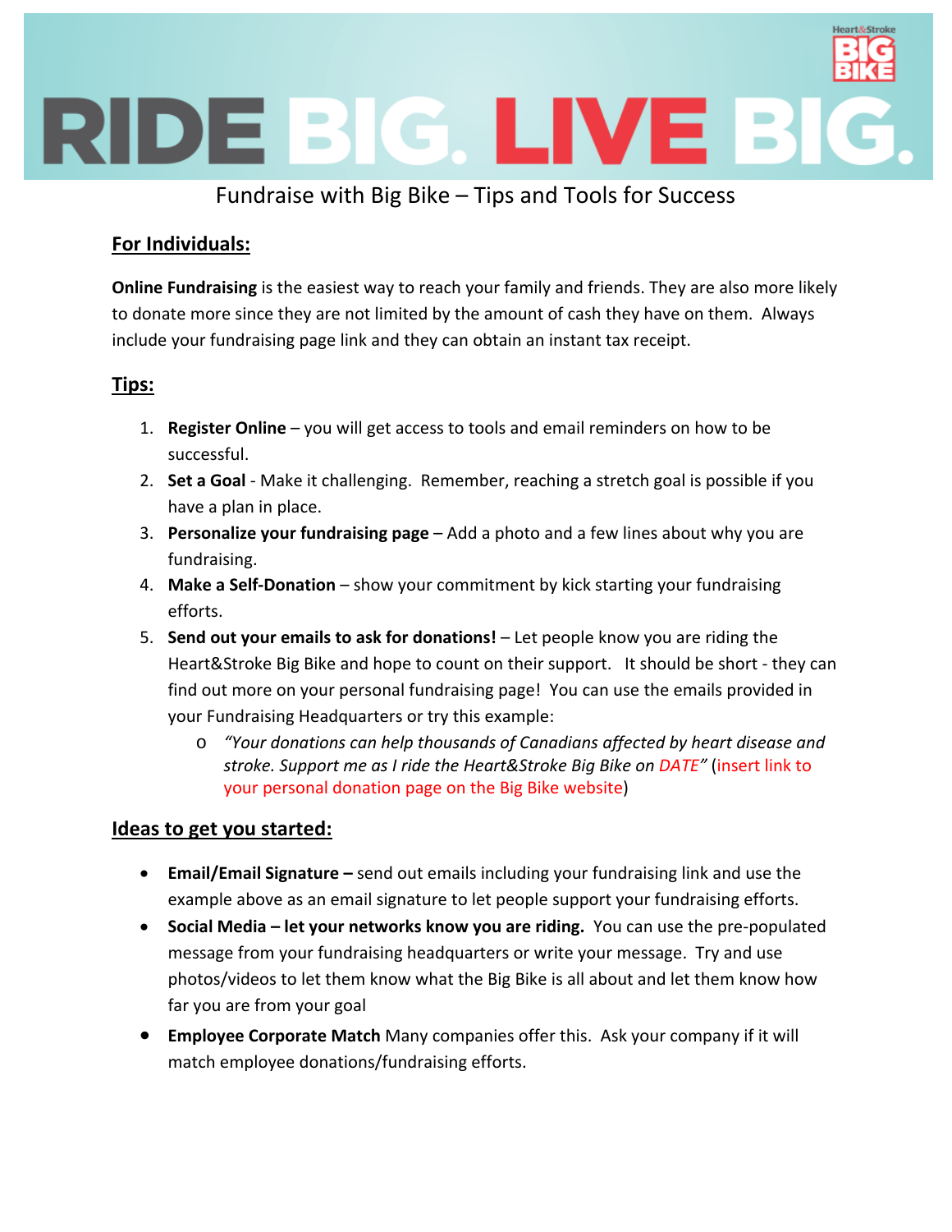# RIDE BIG. LIVE BIG.

Heart&Stroke BIG BIKE

## Fundraise with Big Bike – Tips and Tools for Success

### For Individuals:

**Online Fundraising** is the easiest way to reach your family and friends. They are also more likely to donate more since they are not limited by the amount of cash they have on them. Always include your fundraising page link and they can obtain an instant tax receipt.

### Tips:

1. **Register Online** – you will get access to tools and email reminders on how to be successful.
2. **Set a Goal** - Make it challenging. Remember, reaching a stretch goal is possible if you have a plan in place.
3. **Personalize your fundraising page** – Add a photo and a few lines about why you are fundraising.
4. **Make a Self-Donation** – show your commitment by kick starting your fundraising efforts.
5. **Send out your emails to ask for donations!** – Let people know you are riding the Heart&Stroke Big Bike and hope to count on their support. It should be short - they can find out more on your personal fundraising page! You can use the emails provided in your Fundraising Headquarters or try this example:
   - *"Your donations can help thousands of Canadians affected by heart disease and stroke. Support me as I ride the Heart&Stroke Big Bike on DATE"* (insert link to your personal donation page on the Big Bike website)

### Ideas to get you started:

- **Email/Email Signature –** send out emails including your fundraising link and use the example above as an email signature to let people support your fundraising efforts.
- **Social Media – let your networks know you are riding.** You can use the pre-populated message from your fundraising headquarters or write your message. Try and use photos/videos to let them know what the Big Bike is all about and let them know how far you are from your goal
- **Employee Corporate Match** Many companies offer this. Ask your company if it will match employee donations/fundraising efforts.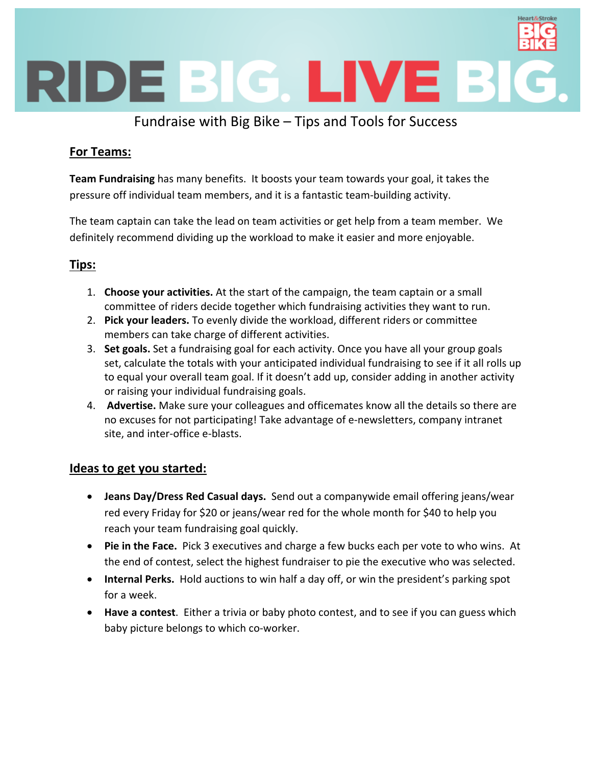RIDE BIG. LIVE BIG.

Heart&Stroke BIG BIKE

Fundraise with Big Bike – Tips and Tools for Success

## For Teams:

**Team Fundraising** has many benefits. It boosts your team towards your goal, it takes the pressure off individual team members, and it is a fantastic team-building activity.

The team captain can take the lead on team activities or get help from a team member. We definitely recommend dividing up the workload to make it easier and more enjoyable.

## Tips:

1. **Choose your activities.** At the start of the campaign, the team captain or a small committee of riders decide together which fundraising activities they want to run.
2. **Pick your leaders.** To evenly divide the workload, different riders or committee members can take charge of different activities.
3. **Set goals.** Set a fundraising goal for each activity. Once you have all your group goals set, calculate the totals with your anticipated individual fundraising to see if it all rolls up to equal your overall team goal. If it doesn't add up, consider adding in another activity or raising your individual fundraising goals.
4. **Advertise.** Make sure your colleagues and officemates know all the details so there are no excuses for not participating! Take advantage of e-newsletters, company intranet site, and inter-office e-blasts.

## Ideas to get you started:

- **Jeans Day/Dress Red Casual days.** Send out a companywide email offering jeans/wear red every Friday for $20 or jeans/wear red for the whole month for $40 to help you reach your team fundraising goal quickly.
- **Pie in the Face.** Pick 3 executives and charge a few bucks each per vote to who wins. At the end of contest, select the highest fundraiser to pie the executive who was selected.
- **Internal Perks.** Hold auctions to win half a day off, or win the president's parking spot for a week.
- **Have a contest**. Either a trivia or baby photo contest, and to see if you can guess which baby picture belongs to which co-worker.